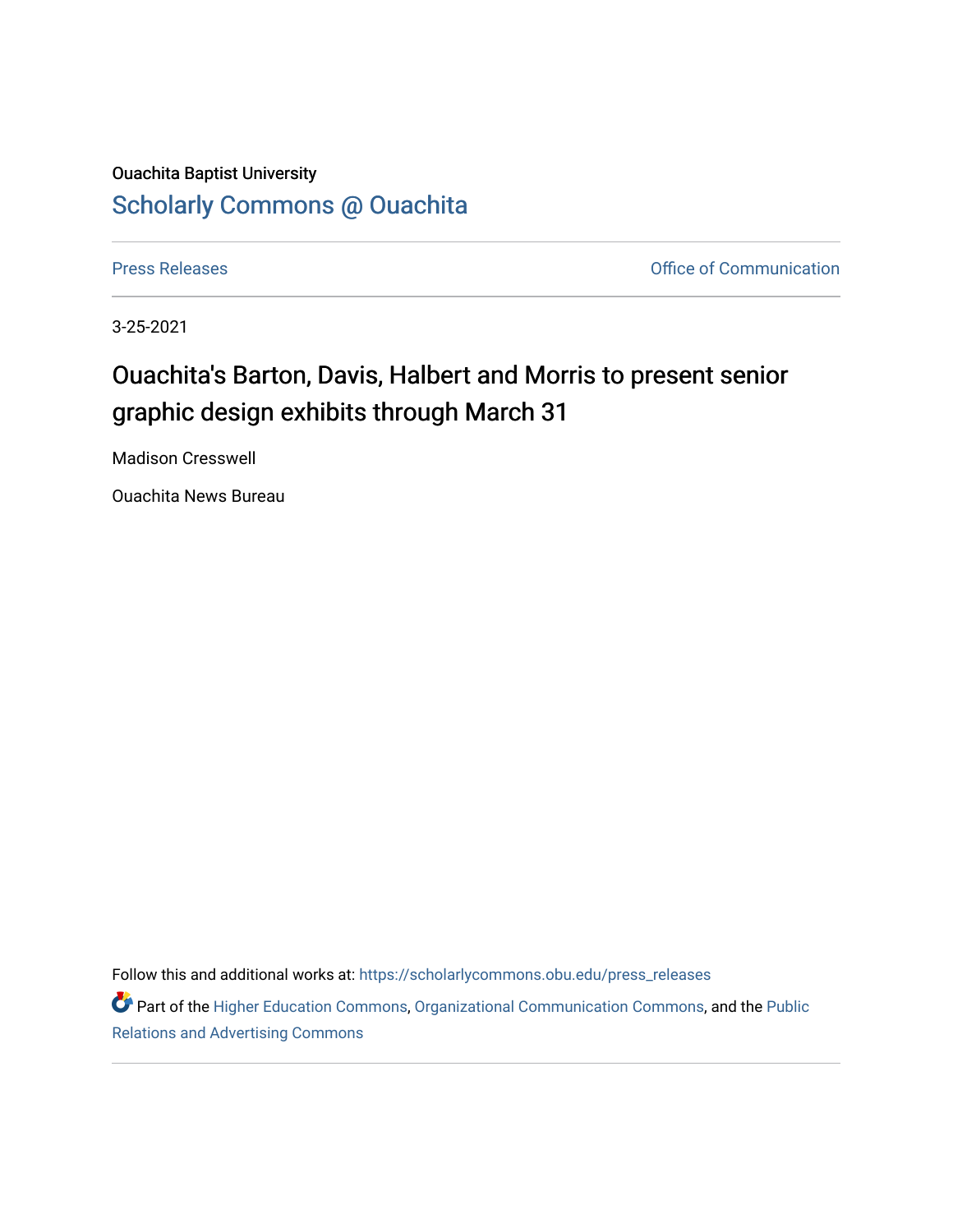Ouachita Baptist University

## Scholarly Commons @ Ouachita

Press Releases | Office of Communication

3-25-2021

# Ouachita's Barton, Davis, Halbert and Morris to present senior graphic design exhibits through March 31

Madison Cresswell

Ouachita News Bureau

Follow this and additional works at: https://scholarlycommons.obu.edu/press_releases

Part of the Higher Education Commons, Organizational Communication Commons, and the Public Relations and Advertising Commons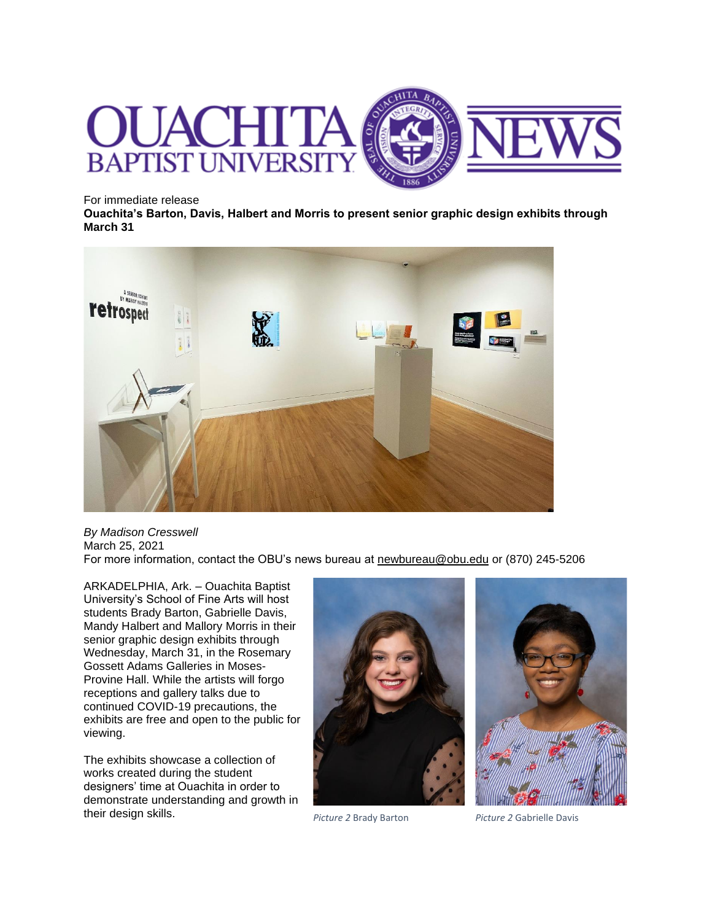For immediate release

**Ouachita's Barton, Davis, Halbert and Morris to present senior graphic design exhibits through March 31**

*By Madison Cresswell*
March 25, 2021
For more information, contact the OBU's news bureau at newbureau@obu.edu or (870) 245-5206

ARKADELPHIA, Ark. – Ouachita Baptist University's School of Fine Arts will host students Brady Barton, Gabrielle Davis, Mandy Halbert and Mallory Morris in their senior graphic design exhibits through Wednesday, March 31, in the Rosemary Gossett Adams Galleries in Moses-Provine Hall. While the artists will forgo receptions and gallery talks due to continued COVID-19 precautions, the exhibits are free and open to the public for viewing.

The exhibits showcase a collection of works created during the student designers' time at Ouachita in order to demonstrate understanding and growth in their design skills.

*Picture 2* Brady Barton

*Picture 2* Gabrielle Davis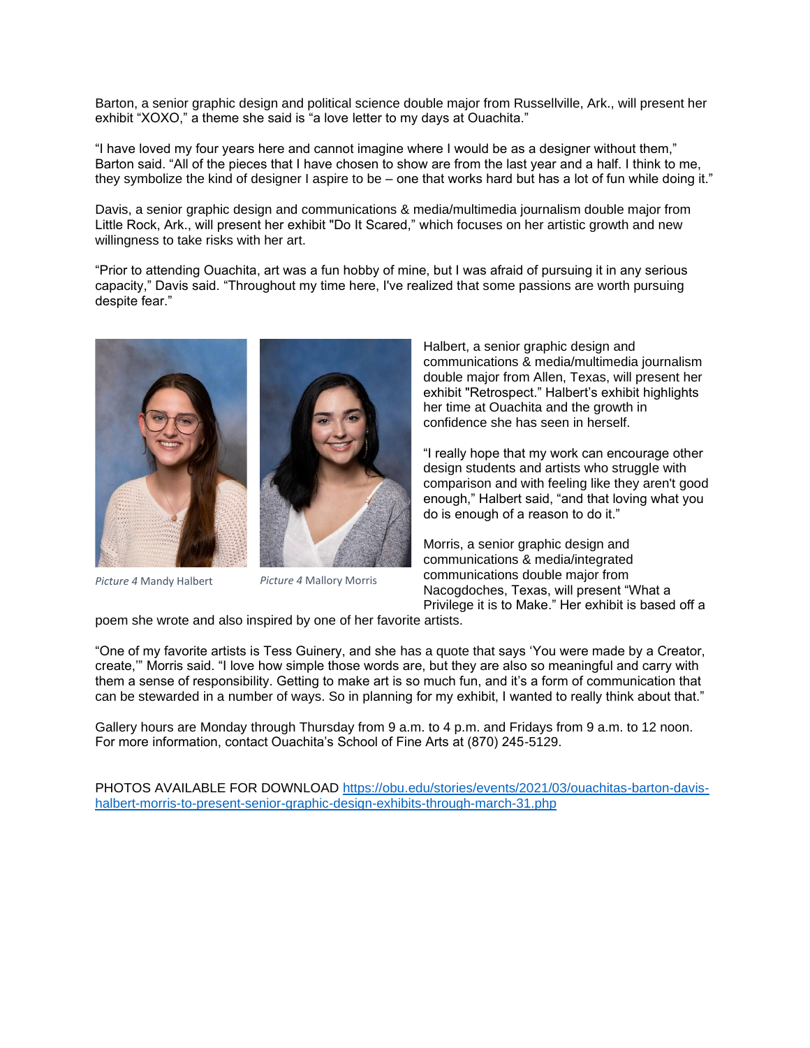Barton, a senior graphic design and political science double major from Russellville, Ark., will present her exhibit "XOXO," a theme she said is "a love letter to my days at Ouachita."

"I have loved my four years here and cannot imagine where I would be as a designer without them," Barton said. "All of the pieces that I have chosen to show are from the last year and a half. I think to me, they symbolize the kind of designer I aspire to be – one that works hard but has a lot of fun while doing it."

Davis, a senior graphic design and communications & media/multimedia journalism double major from Little Rock, Ark., will present her exhibit "Do It Scared," which focuses on her artistic growth and new willingness to take risks with her art.

"Prior to attending Ouachita, art was a fun hobby of mine, but I was afraid of pursuing it in any serious capacity," Davis said. "Throughout my time here, I've realized that some passions are worth pursuing despite fear."

*Picture 4* Mandy Halbert

*Picture 4* Mallory Morris

Halbert, a senior graphic design and communications & media/multimedia journalism double major from Allen, Texas, will present her exhibit "Retrospect." Halbert's exhibit highlights her time at Ouachita and the growth in confidence she has seen in herself.

"I really hope that my work can encourage other design students and artists who struggle with comparison and with feeling like they aren't good enough," Halbert said, "and that loving what you do is enough of a reason to do it."

Morris, a senior graphic design and communications & media/integrated communications double major from Nacogdoches, Texas, will present "What a Privilege it is to Make." Her exhibit is based off a poem she wrote and also inspired by one of her favorite artists.

"One of my favorite artists is Tess Guinery, and she has a quote that says 'You were made by a Creator, create,'" Morris said. "I love how simple those words are, but they are also so meaningful and carry with them a sense of responsibility. Getting to make art is so much fun, and it's a form of communication that can be stewarded in a number of ways. So in planning for my exhibit, I wanted to really think about that."

Gallery hours are Monday through Thursday from 9 a.m. to 4 p.m. and Fridays from 9 a.m. to 12 noon. For more information, contact Ouachita's School of Fine Arts at (870) 245-5129.

PHOTOS AVAILABLE FOR DOWNLOAD [https://obu.edu/stories/events/2021/03/ouachitas-barton-davis-halbert-morris-to-present-senior-graphic-design-exhibits-through-march-31.php](https://obu.edu/stories/events/2021/03/ouachitas-barton-davis-halbert-morris-to-present-senior-graphic-design-exhibits-through-march-31.php)